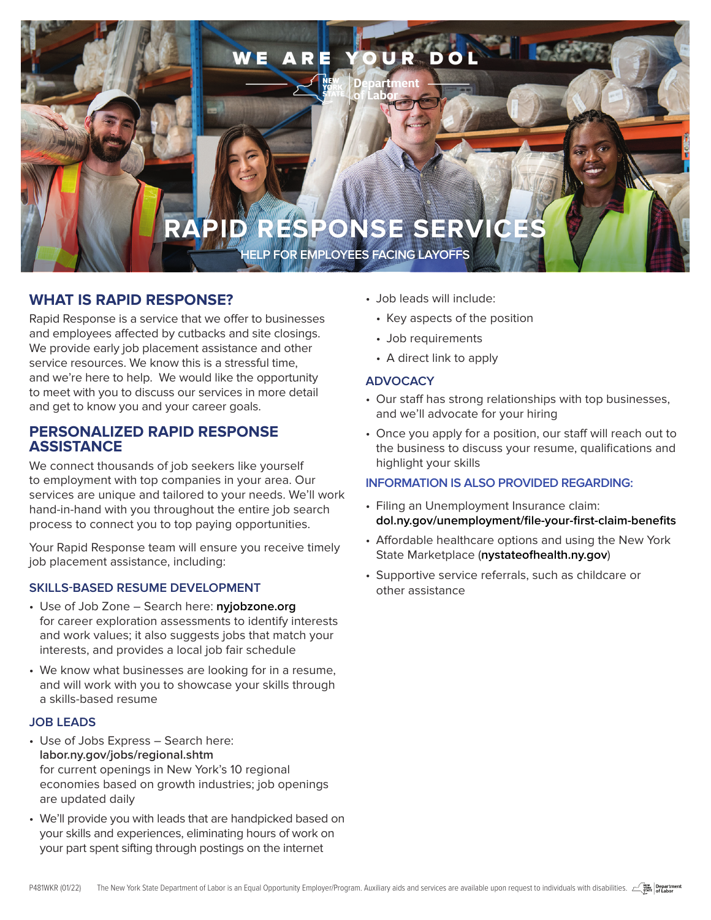WE ARE YOUR DOL

New York State Department of Labor

# RAPID RESPONSE SERVICES

HELP FOR EMPLOYEES FACING LAYOFFS

## WHAT IS RAPID RESPONSE?

Rapid Response is a service that we offer to businesses and employees affected by cutbacks and site closings. We provide early job placement assistance and other service resources. We know this is a stressful time, and we're here to help. We would like the opportunity to meet with you to discuss our services in more detail and get to know you and your career goals.

## PERSONALIZED RAPID RESPONSE ASSISTANCE

We connect thousands of job seekers like yourself to employment with top companies in your area. Our services are unique and tailored to your needs. We'll work hand-in-hand with you throughout the entire job search process to connect you to top paying opportunities.

Your Rapid Response team will ensure you receive timely job placement assistance, including:

### SKILLS-BASED RESUME DEVELOPMENT

- Use of Job Zone – Search here: **nyjobzone.org** for career exploration assessments to identify interests and work values; it also suggests jobs that match your interests, and provides a local job fair schedule
- We know what businesses are looking for in a resume, and will work with you to showcase your skills through a skills-based resume

### JOB LEADS

- Use of Jobs Express – Search here: **labor.ny.gov/jobs/regional.shtm** for current openings in New York's 10 regional economies based on growth industries; job openings are updated daily
- We'll provide you with leads that are handpicked based on your skills and experiences, eliminating hours of work on your part spent sifting through postings on the internet
- Job leads will include:
  - Key aspects of the position
  - Job requirements
  - A direct link to apply

### ADVOCACY

- Our staff has strong relationships with top businesses, and we'll advocate for your hiring
- Once you apply for a position, our staff will reach out to the business to discuss your resume, qualifications and highlight your skills

### INFORMATION IS ALSO PROVIDED REGARDING:

- Filing an Unemployment Insurance claim: **dol.ny.gov/unemployment/file-your-first-claim-benefits**
- Affordable healthcare options and using the New York State Marketplace (**nystateofhealth.ny.gov**)
- Supportive service referrals, such as childcare or other assistance

P481WKR (01/22) The New York State Department of Labor is an Equal Opportunity Employer/Program. Auxiliary aids and services are available upon request to individuals with disabilities.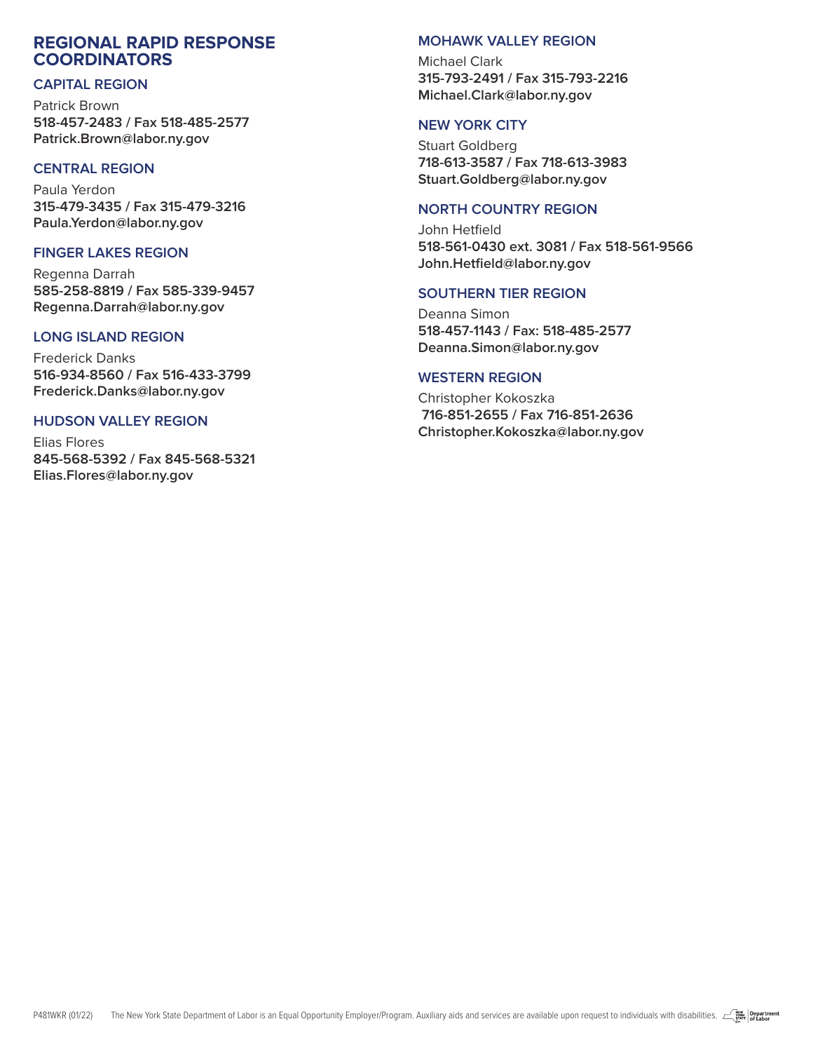## REGIONAL RAPID RESPONSE COORDINATORS

### CAPITAL REGION

Patrick Brown
**518-457-2483 / Fax 518-485-2577**
**Patrick.Brown@labor.ny.gov**

### CENTRAL REGION

Paula Yerdon
**315-479-3435 / Fax 315-479-3216**
**Paula.Yerdon@labor.ny.gov**

### FINGER LAKES REGION

Regenna Darrah
**585-258-8819 / Fax 585-339-9457**
**Regenna.Darrah@labor.ny.gov**

### LONG ISLAND REGION

Frederick Danks
**516-934-8560 / Fax 516-433-3799**
**Frederick.Danks@labor.ny.gov**

### HUDSON VALLEY REGION

Elias Flores
**845-568-5392 / Fax 845-568-5321**
**Elias.Flores@labor.ny.gov**

### MOHAWK VALLEY REGION

Michael Clark
**315-793-2491 / Fax 315-793-2216**
**Michael.Clark@labor.ny.gov**

### NEW YORK CITY

Stuart Goldberg
**718-613-3587 / Fax 718-613-3983**
**Stuart.Goldberg@labor.ny.gov**

### NORTH COUNTRY REGION

John Hetfield
**518-561-0430 ext. 3081 / Fax 518-561-9566**
**John.Hetfield@labor.ny.gov**

### SOUTHERN TIER REGION

Deanna Simon
**518-457-1143 / Fax: 518-485-2577**
**Deanna.Simon@labor.ny.gov**

### WESTERN REGION

Christopher Kokoszka
**716-851-2655 / Fax 716-851-2636**
**Christopher.Kokoszka@labor.ny.gov**

P481WKR (01/22) The New York State Department of Labor is an Equal Opportunity Employer/Program. Auxiliary aids and services are available upon request to individuals with disabilities.